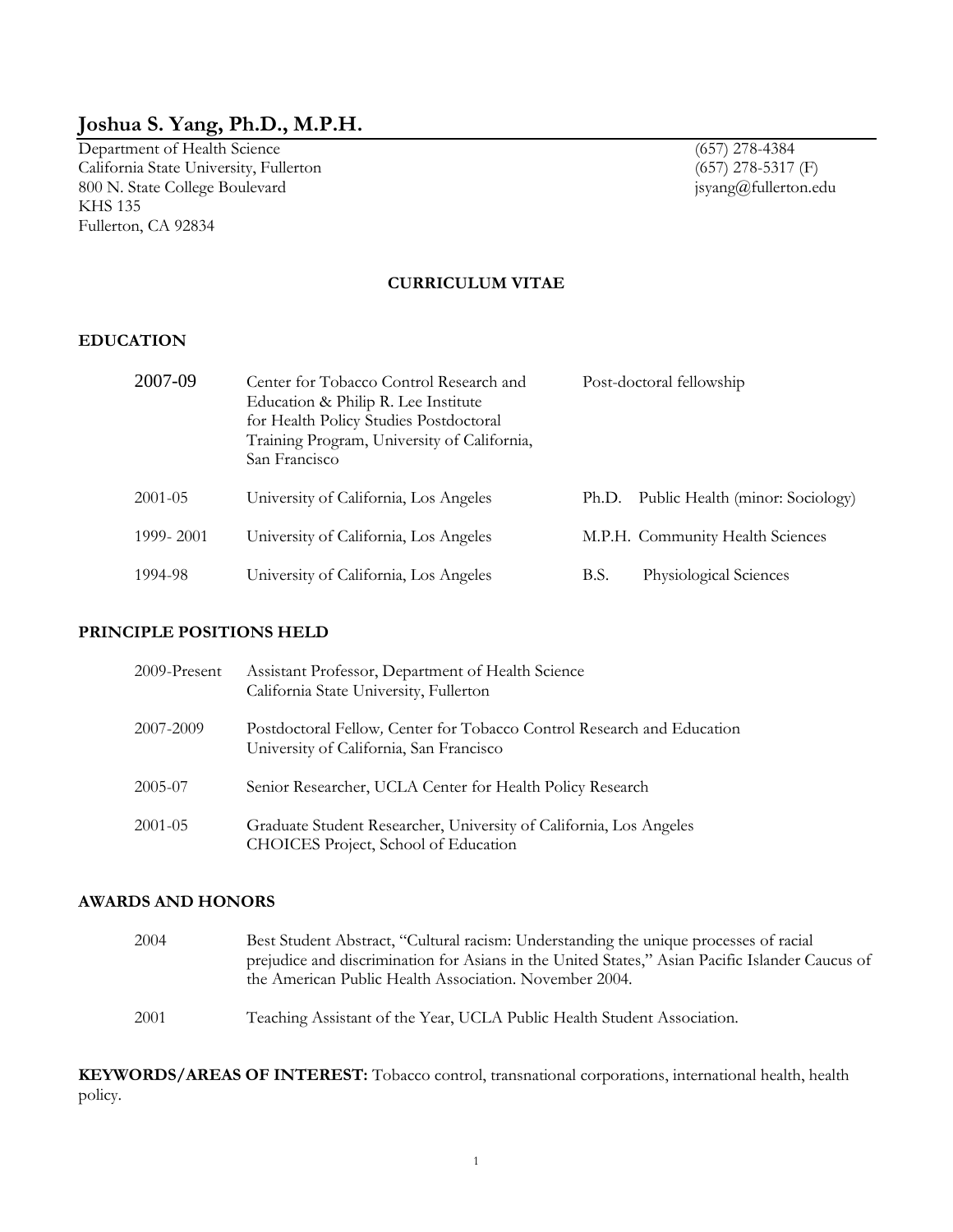# Joshua S. Yang, Ph.D., M.P.H.

Department of Health Science
California State University, Fullerton
800 N. State College Boulevard
KHS 135
Fullerton, CA 92834

(657) 278-4384
(657) 278-5317 (F)
jsyang@fullerton.edu

**CURRICULUM VITAE**

## EDUCATION

| | | |
|---|---|---|
| 2007-09 | Center for Tobacco Control Research and Education & Philip R. Lee Institute for Health Policy Studies Postdoctoral Training Program, University of California, San Francisco | Post-doctoral fellowship |
| 2001-05 | University of California, Los Angeles | Ph.D. Public Health (minor: Sociology) |
| 1999- 2001 | University of California, Los Angeles | M.P.H. Community Health Sciences |
| 1994-98 | University of California, Los Angeles | B.S. Physiological Sciences |

## PRINCIPLE POSITIONS HELD

| | |
|---|---|
| 2009-Present | Assistant Professor, Department of Health Science<br>California State University, Fullerton |
| 2007-2009 | Postdoctoral Fellow*,* Center for Tobacco Control Research and Education<br>University of California, San Francisco |
| 2005-07 | Senior Researcher, UCLA Center for Health Policy Research |
| 2001-05 | Graduate Student Researcher, University of California, Los Angeles<br>CHOICES Project, School of Education |

## AWARDS AND HONORS

| | |
|---|---|
| 2004 | Best Student Abstract, "Cultural racism: Understanding the unique processes of racial prejudice and discrimination for Asians in the United States," Asian Pacific Islander Caucus of the American Public Health Association. November 2004. |
| 2001 | Teaching Assistant of the Year, UCLA Public Health Student Association. |

**KEYWORDS/AREAS OF INTEREST:** Tobacco control, transnational corporations, international health, health policy.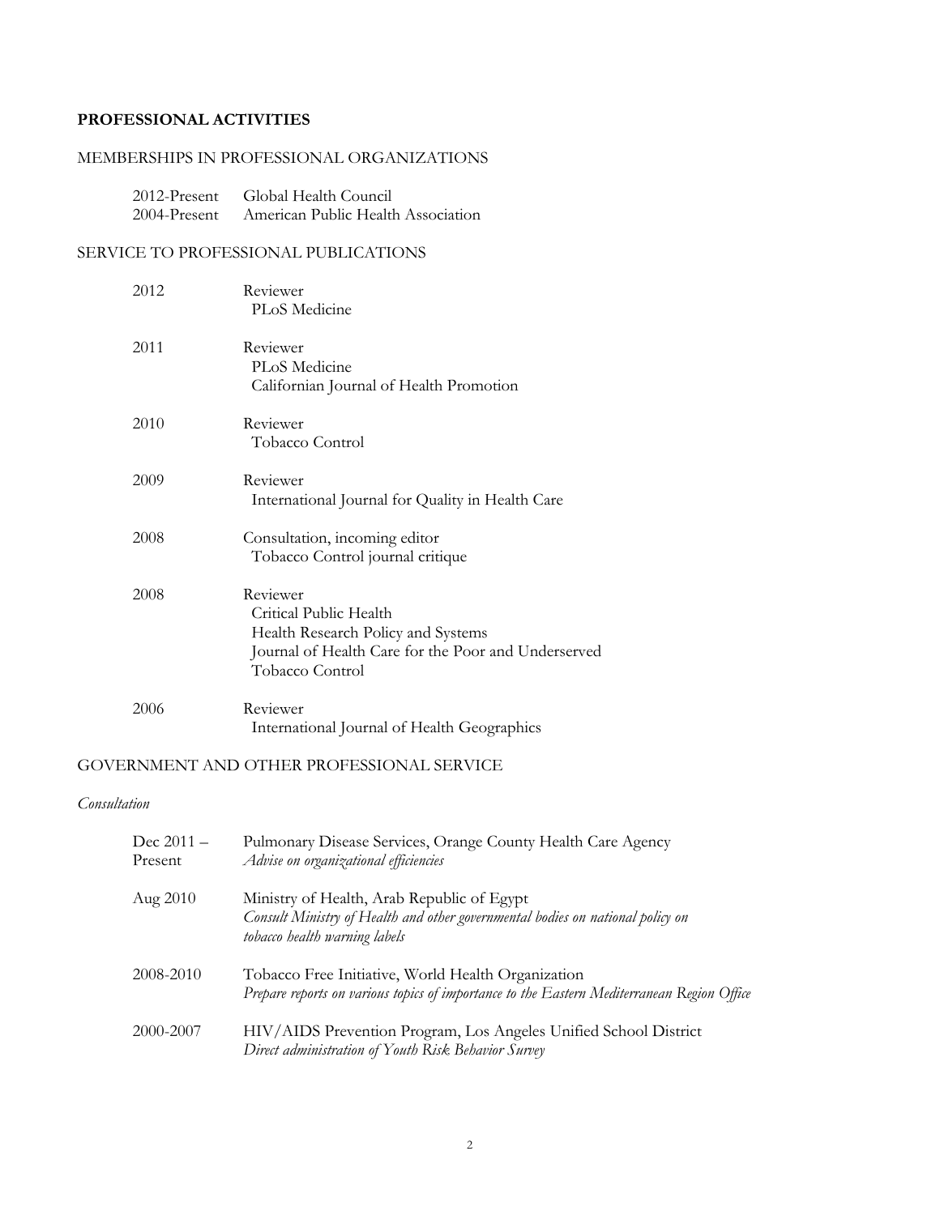## PROFESSIONAL ACTIVITIES

### MEMBERSHIPS IN PROFESSIONAL ORGANIZATIONS

2012-Present Global Health Council
2004-Present American Public Health Association

### SERVICE TO PROFESSIONAL PUBLICATIONS

2012 Reviewer
PLoS Medicine

2011 Reviewer
PLoS Medicine
Californian Journal of Health Promotion

2010 Reviewer
Tobacco Control

2009 Reviewer
International Journal for Quality in Health Care

2008 Consultation, incoming editor
Tobacco Control journal critique

2008 Reviewer
Critical Public Health
Health Research Policy and Systems
Journal of Health Care for the Poor and Underserved
Tobacco Control

2006 Reviewer
International Journal of Health Geographics

### GOVERNMENT AND OTHER PROFESSIONAL SERVICE

*Consultation*

Dec 2011 – Present Pulmonary Disease Services, Orange County Health Care Agency
*Advise on organizational efficiencies*

Aug 2010 Ministry of Health, Arab Republic of Egypt
*Consult Ministry of Health and other governmental bodies on national policy on tobacco health warning labels*

2008-2010 Tobacco Free Initiative, World Health Organization
*Prepare reports on various topics of importance to the Eastern Mediterranean Region Office*

2000-2007 HIV/AIDS Prevention Program, Los Angeles Unified School District
*Direct administration of Youth Risk Behavior Survey*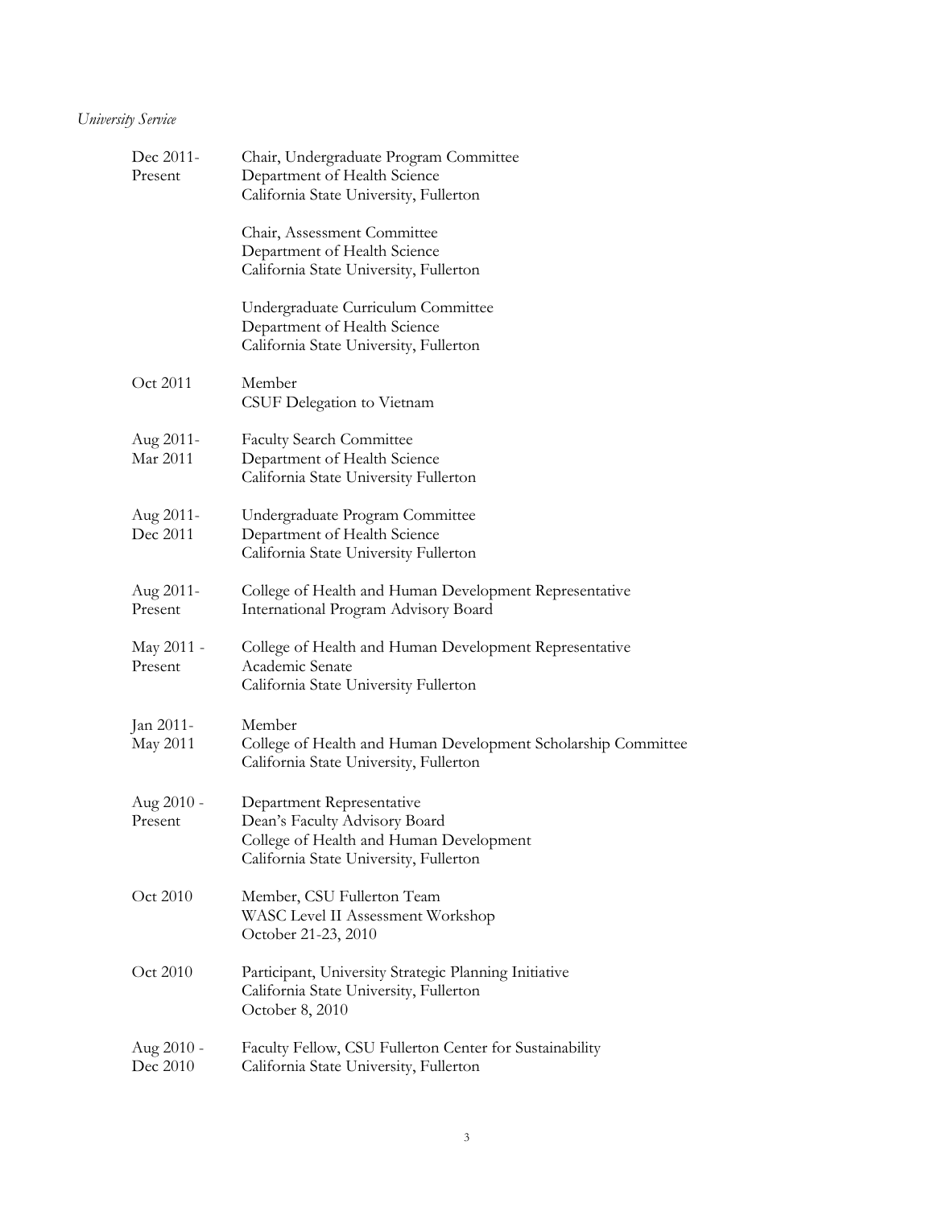*University Service*

| | |
|---|---|
| Dec 2011- Present | Chair, Undergraduate Program Committee<br>Department of Health Science<br>California State University, Fullerton |
| | Chair, Assessment Committee<br>Department of Health Science<br>California State University, Fullerton |
| | Undergraduate Curriculum Committee<br>Department of Health Science<br>California State University, Fullerton |
| Oct 2011 | Member<br>CSUF Delegation to Vietnam |
| Aug 2011- Mar 2011 | Faculty Search Committee<br>Department of Health Science<br>California State University Fullerton |
| Aug 2011- Dec 2011 | Undergraduate Program Committee<br>Department of Health Science<br>California State University Fullerton |
| Aug 2011- Present | College of Health and Human Development Representative<br>International Program Advisory Board |
| May 2011 - Present | College of Health and Human Development Representative<br>Academic Senate<br>California State University Fullerton |
| Jan 2011- May 2011 | Member<br>College of Health and Human Development Scholarship Committee<br>California State University, Fullerton |
| Aug 2010 - Present | Department Representative<br>Dean's Faculty Advisory Board<br>College of Health and Human Development<br>California State University, Fullerton |
| Oct 2010 | Member, CSU Fullerton Team<br>WASC Level II Assessment Workshop<br>October 21-23, 2010 |
| Oct 2010 | Participant, University Strategic Planning Initiative<br>California State University, Fullerton<br>October 8, 2010 |
| Aug 2010 - Dec 2010 | Faculty Fellow, CSU Fullerton Center for Sustainability<br>California State University, Fullerton |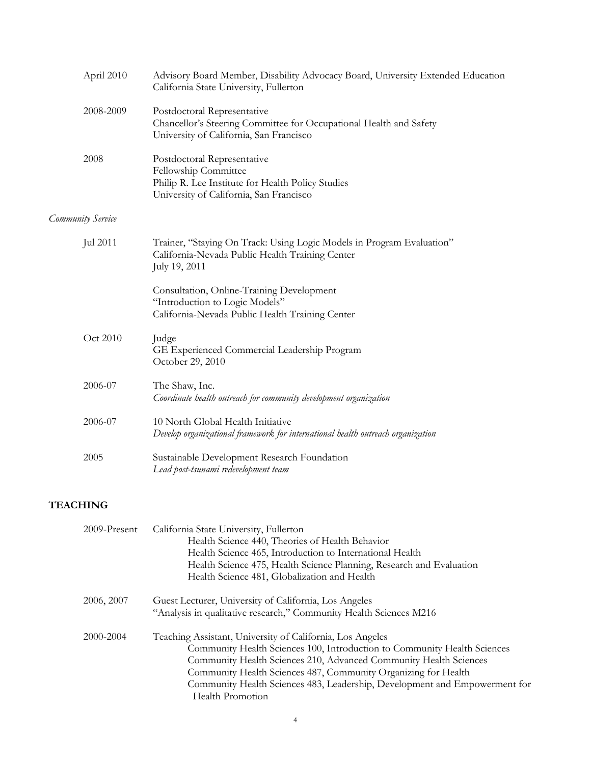April 2010 — Advisory Board Member, Disability Advocacy Board, University Extended Education
California State University, Fullerton

2008-2009 — Postdoctoral Representative
Chancellor's Steering Committee for Occupational Health and Safety
University of California, San Francisco

2008 — Postdoctoral Representative
Fellowship Committee
Philip R. Lee Institute for Health Policy Studies
University of California, San Francisco

*Community Service*

Jul 2011 — Trainer, "Staying On Track: Using Logic Models in Program Evaluation"
California-Nevada Public Health Training Center
July 19, 2011

Consultation, Online-Training Development
"Introduction to Logic Models"
California-Nevada Public Health Training Center

Oct 2010 — Judge
GE Experienced Commercial Leadership Program
October 29, 2010

2006-07 — The Shaw, Inc.
*Coordinate health outreach for community development organization*

2006-07 — 10 North Global Health Initiative
*Develop organizational framework for international health outreach organization*

2005 — Sustainable Development Research Foundation
*Lead post-tsunami redevelopment team*

## TEACHING

2009-Present — California State University, Fullerton
- Health Science 440, Theories of Health Behavior
- Health Science 465, Introduction to International Health
- Health Science 475, Health Science Planning, Research and Evaluation
- Health Science 481, Globalization and Health

2006, 2007 — Guest Lecturer, University of California, Los Angeles
"Analysis in qualitative research," Community Health Sciences M216

2000-2004 — Teaching Assistant, University of California, Los Angeles
- Community Health Sciences 100, Introduction to Community Health Sciences
- Community Health Sciences 210, Advanced Community Health Sciences
- Community Health Sciences 487, Community Organizing for Health
- Community Health Sciences 483, Leadership, Development and Empowerment for Health Promotion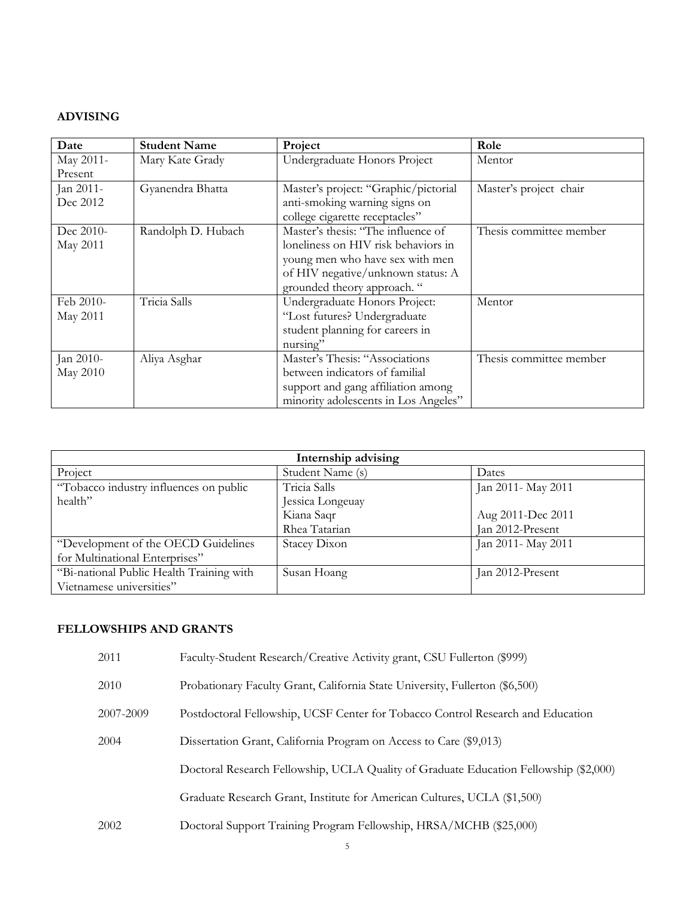**ADVISING**

| Date | Student Name | Project | Role |
|---|---|---|---|
| May 2011-Present | Mary Kate Grady | Undergraduate Honors Project | Mentor |
| Jan 2011-Dec 2012 | Gyanendra Bhatta | Master's project: "Graphic/pictorial anti-smoking warning signs on college cigarette receptacles" | Master's project chair |
| Dec 2010-May 2011 | Randolph D. Hubach | Master's thesis: "The influence of loneliness on HIV risk behaviors in young men who have sex with men of HIV negative/unknown status: A grounded theory approach. " | Thesis committee member |
| Feb 2010-May 2011 | Tricia Salls | Undergraduate Honors Project: "Lost futures? Undergraduate student planning for careers in nursing" | Mentor |
| Jan 2010-May 2010 | Aliya Asghar | Master's Thesis: "Associations between indicators of familial support and gang affiliation among minority adolescents in Los Angeles" | Thesis committee member |

| Internship advising | | |
|---|---|---|
| Project | Student Name (s) | Dates |
| "Tobacco industry influences on public health" | Tricia Salls<br>Jessica Longeuay<br>Kiana Saqr<br>Rhea Tatarian | Jan 2011- May 2011<br><br>Aug 2011-Dec 2011<br>Jan 2012-Present |
| "Development of the OECD Guidelines for Multinational Enterprises" | Stacey Dixon | Jan 2011- May 2011 |
| "Bi-national Public Health Training with Vietnamese universities" | Susan Hoang | Jan 2012-Present |

**FELLOWSHIPS AND GRANTS**

2011 Faculty-Student Research/Creative Activity grant, CSU Fullerton ($999)

2010 Probationary Faculty Grant, California State University, Fullerton ($6,500)

2007-2009 Postdoctoral Fellowship, UCSF Center for Tobacco Control Research and Education

2004 Dissertation Grant, California Program on Access to Care ($9,013)

Doctoral Research Fellowship, UCLA Quality of Graduate Education Fellowship ($2,000)

Graduate Research Grant, Institute for American Cultures, UCLA ($1,500)

2002 Doctoral Support Training Program Fellowship, HRSA/MCHB ($25,000)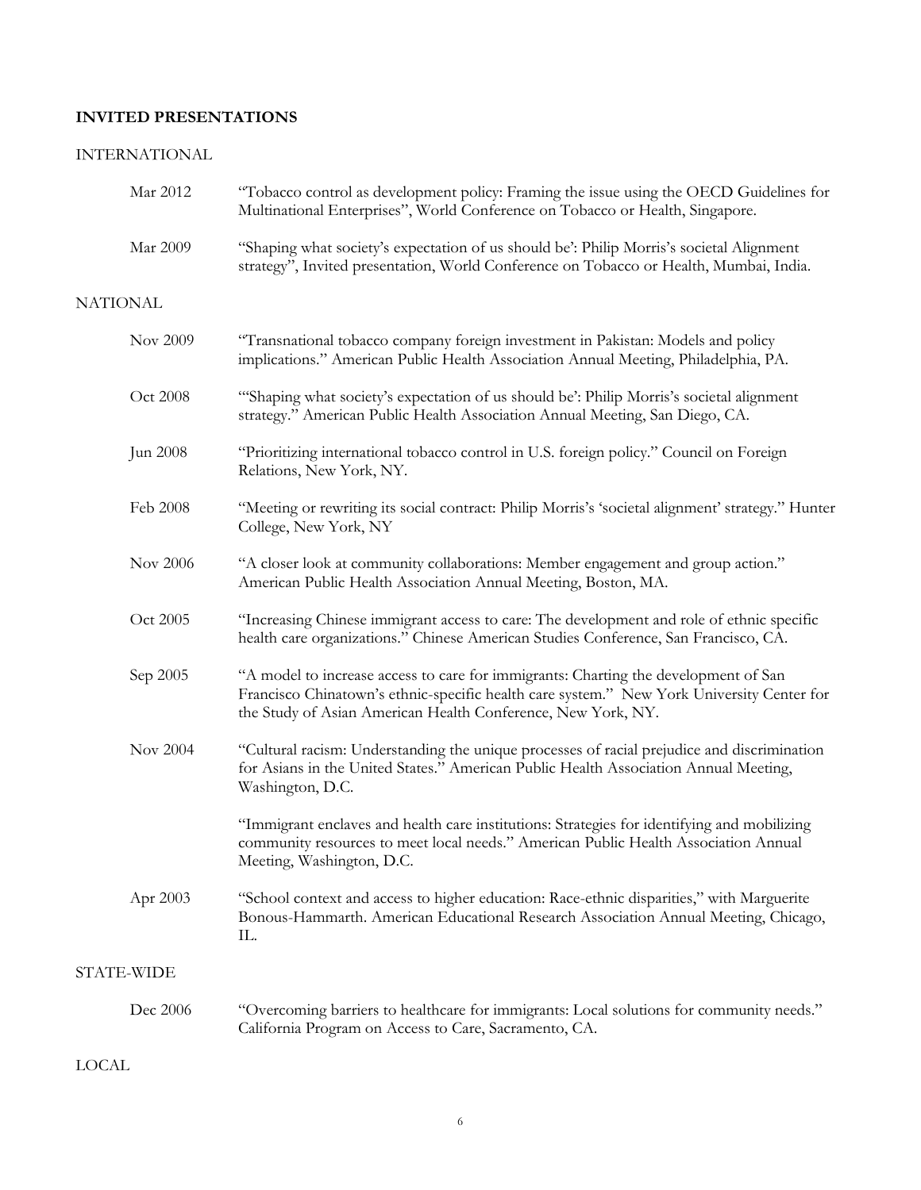## INVITED PRESENTATIONS

### INTERNATIONAL

- Mar 2012 — "Tobacco control as development policy: Framing the issue using the OECD Guidelines for Multinational Enterprises", World Conference on Tobacco or Health, Singapore.
- Mar 2009 — "Shaping what society's expectation of us should be': Philip Morris's societal Alignment strategy", Invited presentation, World Conference on Tobacco or Health, Mumbai, India.

### NATIONAL

- Nov 2009 — "Transnational tobacco company foreign investment in Pakistan: Models and policy implications." American Public Health Association Annual Meeting, Philadelphia, PA.
- Oct 2008 — "'Shaping what society's expectation of us should be': Philip Morris's societal alignment strategy." American Public Health Association Annual Meeting, San Diego, CA.
- Jun 2008 — "Prioritizing international tobacco control in U.S. foreign policy." Council on Foreign Relations, New York, NY.
- Feb 2008 — "Meeting or rewriting its social contract: Philip Morris's 'societal alignment' strategy." Hunter College, New York, NY
- Nov 2006 — "A closer look at community collaborations: Member engagement and group action." American Public Health Association Annual Meeting, Boston, MA.
- Oct 2005 — "Increasing Chinese immigrant access to care: The development and role of ethnic specific health care organizations." Chinese American Studies Conference, San Francisco, CA.
- Sep 2005 — "A model to increase access to care for immigrants: Charting the development of San Francisco Chinatown's ethnic-specific health care system." New York University Center for the Study of Asian American Health Conference, New York, NY.
- Nov 2004 — "Cultural racism: Understanding the unique processes of racial prejudice and discrimination for Asians in the United States." American Public Health Association Annual Meeting, Washington, D.C.

  "Immigrant enclaves and health care institutions: Strategies for identifying and mobilizing community resources to meet local needs." American Public Health Association Annual Meeting, Washington, D.C.
- Apr 2003 — "School context and access to higher education: Race-ethnic disparities," with Marguerite Bonous-Hammarth. American Educational Research Association Annual Meeting, Chicago, IL.

### STATE-WIDE

- Dec 2006 — "Overcoming barriers to healthcare for immigrants: Local solutions for community needs." California Program on Access to Care, Sacramento, CA.

### LOCAL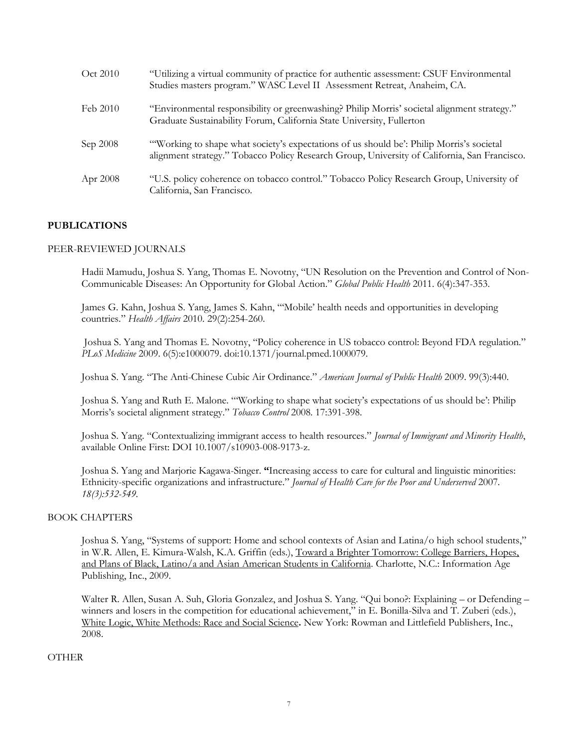Oct 2010 "Utilizing a virtual community of practice for authentic assessment: CSUF Environmental Studies masters program." WASC Level II Assessment Retreat, Anaheim, CA.

Feb 2010 "Environmental responsibility or greenwashing? Philip Morris' societal alignment strategy." Graduate Sustainability Forum, California State University, Fullerton

Sep 2008 "'Working to shape what society's expectations of us should be': Philip Morris's societal alignment strategy." Tobacco Policy Research Group, University of California, San Francisco.

Apr 2008 "U.S. policy coherence on tobacco control." Tobacco Policy Research Group, University of California, San Francisco.

## PUBLICATIONS

### PEER-REVIEWED JOURNALS

Hadii Mamudu, Joshua S. Yang, Thomas E. Novotny, "UN Resolution on the Prevention and Control of Non-Communicable Diseases: An Opportunity for Global Action." *Global Public Health* 2011. 6(4):347-353.

James G. Kahn, Joshua S. Yang, James S. Kahn, "'Mobile' health needs and opportunities in developing countries." *Health Affairs* 2010. 29(2):254-260.

Joshua S. Yang and Thomas E. Novotny, "Policy coherence in US tobacco control: Beyond FDA regulation." *PLoS Medicine* 2009. 6(5):e1000079. doi:10.1371/journal.pmed.1000079.

Joshua S. Yang. "The Anti-Chinese Cubic Air Ordinance." *American Journal of Public Health* 2009. 99(3):440.

Joshua S. Yang and Ruth E. Malone. "'Working to shape what society's expectations of us should be': Philip Morris's societal alignment strategy." *Tobacco Control* 2008. 17:391-398.

Joshua S. Yang. "Contextualizing immigrant access to health resources." *Journal of Immigrant and Minority Health*, available Online First: DOI 10.1007/s10903-008-9173-z.

Joshua S. Yang and Marjorie Kagawa-Singer. **"**Increasing access to care for cultural and linguistic minorities: Ethnicity-specific organizations and infrastructure." *Journal of Health Care for the Poor and Underserved* 2007. *18(3):532-549*.

### BOOK CHAPTERS

Joshua S. Yang, "Systems of support: Home and school contexts of Asian and Latina/o high school students," in W.R. Allen, E. Kimura-Walsh, K.A. Griffin (eds.), Toward a Brighter Tomorrow: College Barriers, Hopes, and Plans of Black, Latino/a and Asian American Students in California. Charlotte, N.C.: Information Age Publishing, Inc., 2009.

Walter R. Allen, Susan A. Suh, Gloria Gonzalez, and Joshua S. Yang. "Qui bono?: Explaining – or Defending – winners and losers in the competition for educational achievement," in E. Bonilla-Silva and T. Zuberi (eds.), White Logic, White Methods: Race and Social Science**.** New York: Rowman and Littlefield Publishers, Inc., 2008.

### OTHER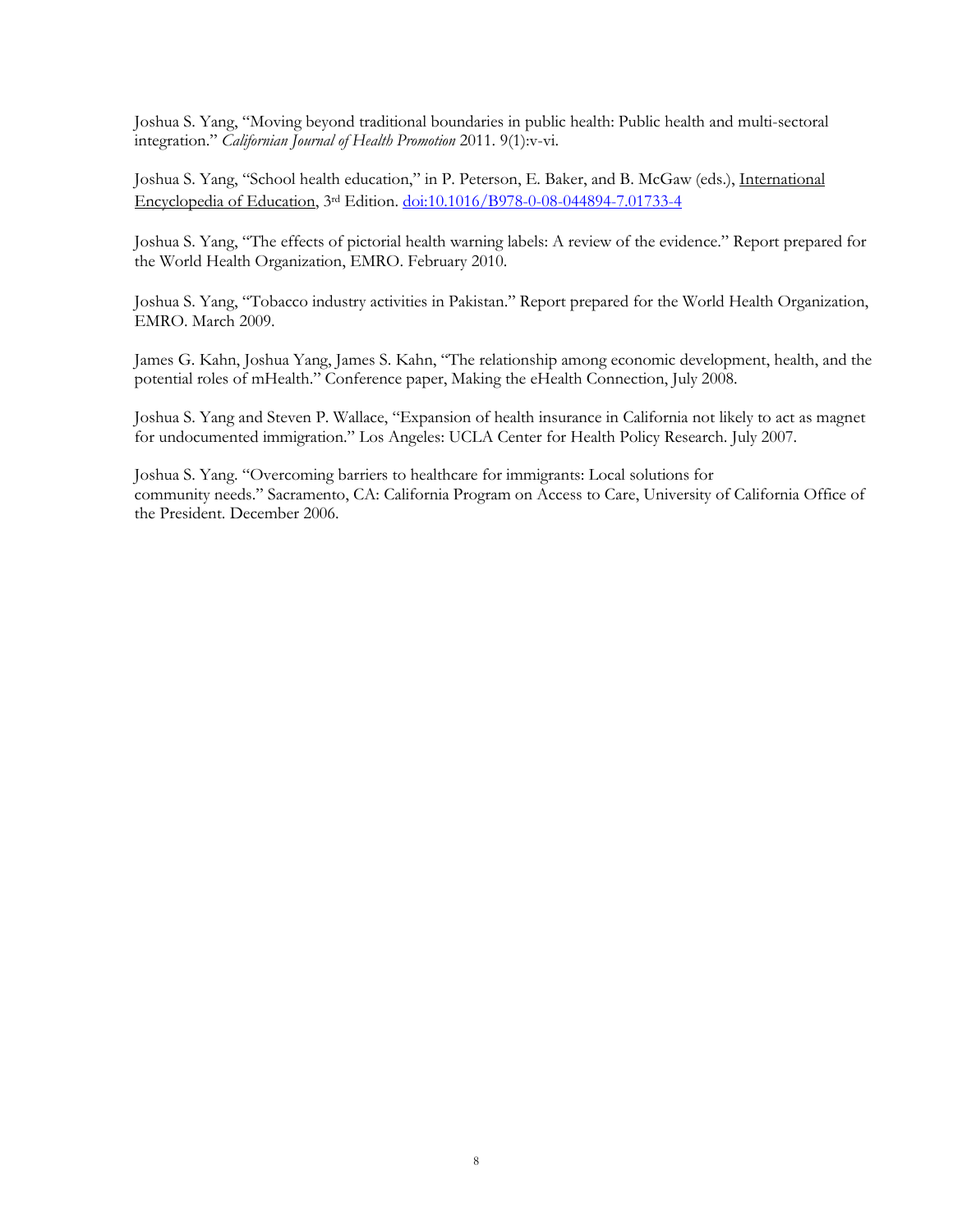Joshua S. Yang, “Moving beyond traditional boundaries in public health: Public health and multi-sectoral integration.” *Californian Journal of Health Promotion* 2011. 9(1):v-vi.

Joshua S. Yang, “School health education,” in P. Peterson, E. Baker, and B. McGaw (eds.), International Encyclopedia of Education, 3rd Edition. doi:10.1016/B978-0-08-044894-7.01733-4

Joshua S. Yang, “The effects of pictorial health warning labels: A review of the evidence.” Report prepared for the World Health Organization, EMRO. February 2010.

Joshua S. Yang, “Tobacco industry activities in Pakistan.” Report prepared for the World Health Organization, EMRO. March 2009.

James G. Kahn, Joshua Yang, James S. Kahn, “The relationship among economic development, health, and the potential roles of mHealth.” Conference paper, Making the eHealth Connection, July 2008.

Joshua S. Yang and Steven P. Wallace, “Expansion of health insurance in California not likely to act as magnet for undocumented immigration.” Los Angeles: UCLA Center for Health Policy Research. July 2007.

Joshua S. Yang. “Overcoming barriers to healthcare for immigrants: Local solutions for community needs.” Sacramento, CA: California Program on Access to Care, University of California Office of the President. December 2006.